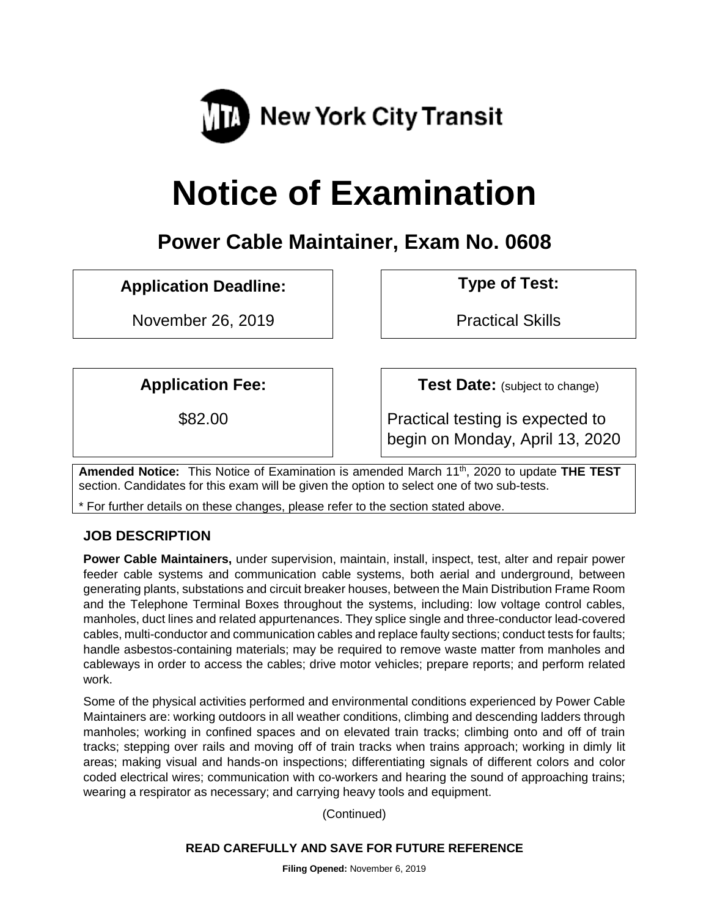New York City Transit

# Notice of Examination

## Power Cable Maintainer, Exam No. 0608

| Application Deadline: | Type of Test: |
|---|---|
| November 26, 2019 | Practical Skills |

| Application Fee: | Test Date: (subject to change) |
|---|---|
| $82.00 | Practical testing is expected to begin on Monday, April 13, 2020 |

**Amended Notice:** This Notice of Examination is amended March 11th, 2020 to update **THE TEST** section. Candidates for this exam will be given the option to select one of two sub-tests.

* For further details on these changes, please refer to the section stated above.

### JOB DESCRIPTION

**Power Cable Maintainers,** under supervision, maintain, install, inspect, test, alter and repair power feeder cable systems and communication cable systems, both aerial and underground, between generating plants, substations and circuit breaker houses, between the Main Distribution Frame Room and the Telephone Terminal Boxes throughout the systems, including: low voltage control cables, manholes, duct lines and related appurtenances. They splice single and three-conductor lead-covered cables, multi-conductor and communication cables and replace faulty sections; conduct tests for faults; handle asbestos-containing materials; may be required to remove waste matter from manholes and cableways in order to access the cables; drive motor vehicles; prepare reports; and perform related work.

Some of the physical activities performed and environmental conditions experienced by Power Cable Maintainers are: working outdoors in all weather conditions, climbing and descending ladders through manholes; working in confined spaces and on elevated train tracks; climbing onto and off of train tracks; stepping over rails and moving off of train tracks when trains approach; working in dimly lit areas; making visual and hands-on inspections; differentiating signals of different colors and color coded electrical wires; communication with co-workers and hearing the sound of approaching trains; wearing a respirator as necessary; and carrying heavy tools and equipment.

(Continued)

**READ CAREFULLY AND SAVE FOR FUTURE REFERENCE**

**Filing Opened:** November 6, 2019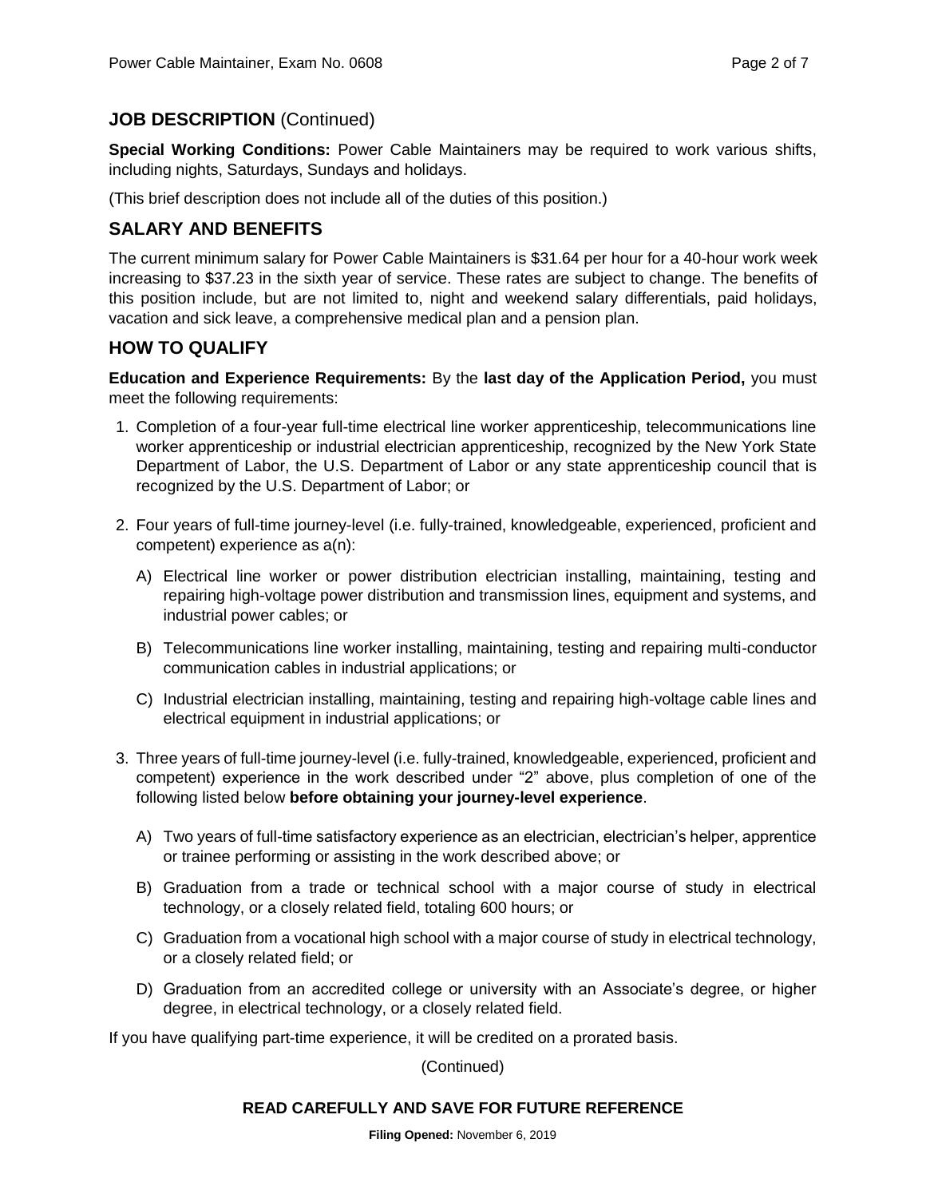## JOB DESCRIPTION (Continued)

**Special Working Conditions:** Power Cable Maintainers may be required to work various shifts, including nights, Saturdays, Sundays and holidays.

(This brief description does not include all of the duties of this position.)

## SALARY AND BENEFITS

The current minimum salary for Power Cable Maintainers is $31.64 per hour for a 40-hour work week increasing to $37.23 in the sixth year of service. These rates are subject to change. The benefits of this position include, but are not limited to, night and weekend salary differentials, paid holidays, vacation and sick leave, a comprehensive medical plan and a pension plan.

## HOW TO QUALIFY

**Education and Experience Requirements:** By the **last day of the Application Period,** you must meet the following requirements:

1. Completion of a four-year full-time electrical line worker apprenticeship, telecommunications line worker apprenticeship or industrial electrician apprenticeship, recognized by the New York State Department of Labor, the U.S. Department of Labor or any state apprenticeship council that is recognized by the U.S. Department of Labor; or

2. Four years of full-time journey-level (i.e. fully-trained, knowledgeable, experienced, proficient and competent) experience as a(n):

   A) Electrical line worker or power distribution electrician installing, maintaining, testing and repairing high-voltage power distribution and transmission lines, equipment and systems, and industrial power cables; or

   B) Telecommunications line worker installing, maintaining, testing and repairing multi-conductor communication cables in industrial applications; or

   C) Industrial electrician installing, maintaining, testing and repairing high-voltage cable lines and electrical equipment in industrial applications; or

3. Three years of full-time journey-level (i.e. fully-trained, knowledgeable, experienced, proficient and competent) experience in the work described under "2" above, plus completion of one of the following listed below **before obtaining your journey-level experience**.

   A) Two years of full-time satisfactory experience as an electrician, electrician's helper, apprentice or trainee performing or assisting in the work described above; or

   B) Graduation from a trade or technical school with a major course of study in electrical technology, or a closely related field, totaling 600 hours; or

   C) Graduation from a vocational high school with a major course of study in electrical technology, or a closely related field; or

   D) Graduation from an accredited college or university with an Associate's degree, or higher degree, in electrical technology, or a closely related field.

If you have qualifying part-time experience, it will be credited on a prorated basis.

(Continued)

**READ CAREFULLY AND SAVE FOR FUTURE REFERENCE**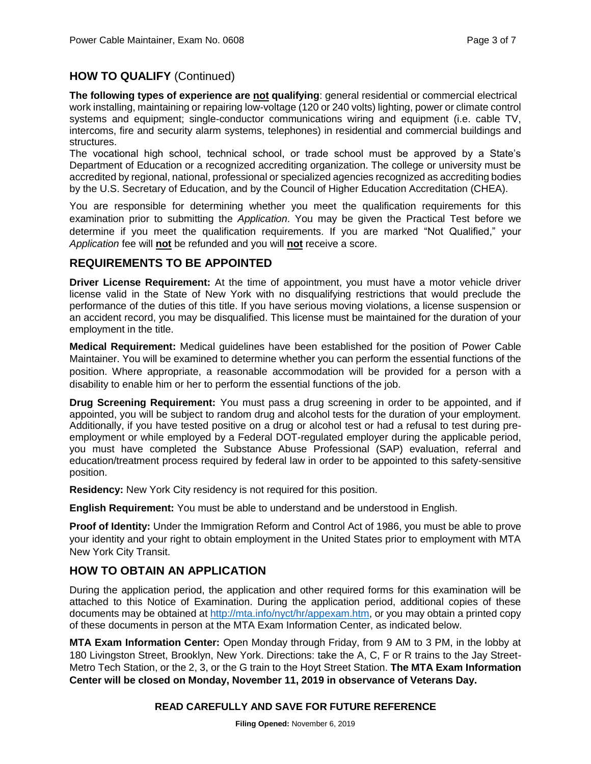## HOW TO QUALIFY (Continued)

**The following types of experience are not qualifying**: general residential or commercial electrical work installing, maintaining or repairing low-voltage (120 or 240 volts) lighting, power or climate control systems and equipment; single-conductor communications wiring and equipment (i.e. cable TV, intercoms, fire and security alarm systems, telephones) in residential and commercial buildings and structures.

The vocational high school, technical school, or trade school must be approved by a State's Department of Education or a recognized accrediting organization. The college or university must be accredited by regional, national, professional or specialized agencies recognized as accrediting bodies by the U.S. Secretary of Education, and by the Council of Higher Education Accreditation (CHEA).

You are responsible for determining whether you meet the qualification requirements for this examination prior to submitting the *Application*. You may be given the Practical Test before we determine if you meet the qualification requirements. If you are marked "Not Qualified," your *Application* fee will **not** be refunded and you will **not** receive a score.

## REQUIREMENTS TO BE APPOINTED

**Driver License Requirement:** At the time of appointment, you must have a motor vehicle driver license valid in the State of New York with no disqualifying restrictions that would preclude the performance of the duties of this title. If you have serious moving violations, a license suspension or an accident record, you may be disqualified. This license must be maintained for the duration of your employment in the title.

**Medical Requirement:** Medical guidelines have been established for the position of Power Cable Maintainer. You will be examined to determine whether you can perform the essential functions of the position. Where appropriate, a reasonable accommodation will be provided for a person with a disability to enable him or her to perform the essential functions of the job.

**Drug Screening Requirement:** You must pass a drug screening in order to be appointed, and if appointed, you will be subject to random drug and alcohol tests for the duration of your employment. Additionally, if you have tested positive on a drug or alcohol test or had a refusal to test during pre-employment or while employed by a Federal DOT-regulated employer during the applicable period, you must have completed the Substance Abuse Professional (SAP) evaluation, referral and education/treatment process required by federal law in order to be appointed to this safety-sensitive position.

**Residency:** New York City residency is not required for this position.

**English Requirement:** You must be able to understand and be understood in English.

**Proof of Identity:** Under the Immigration Reform and Control Act of 1986, you must be able to prove your identity and your right to obtain employment in the United States prior to employment with MTA New York City Transit.

## HOW TO OBTAIN AN APPLICATION

During the application period, the application and other required forms for this examination will be attached to this Notice of Examination. During the application period, additional copies of these documents may be obtained at http://mta.info/nyct/hr/appexam.htm, or you may obtain a printed copy of these documents in person at the MTA Exam Information Center, as indicated below.

**MTA Exam Information Center:** Open Monday through Friday, from 9 AM to 3 PM, in the lobby at 180 Livingston Street, Brooklyn, New York. Directions: take the A, C, F or R trains to the Jay Street-Metro Tech Station, or the 2, 3, or the G train to the Hoyt Street Station. **The MTA Exam Information Center will be closed on Monday, November 11, 2019 in observance of Veterans Day.**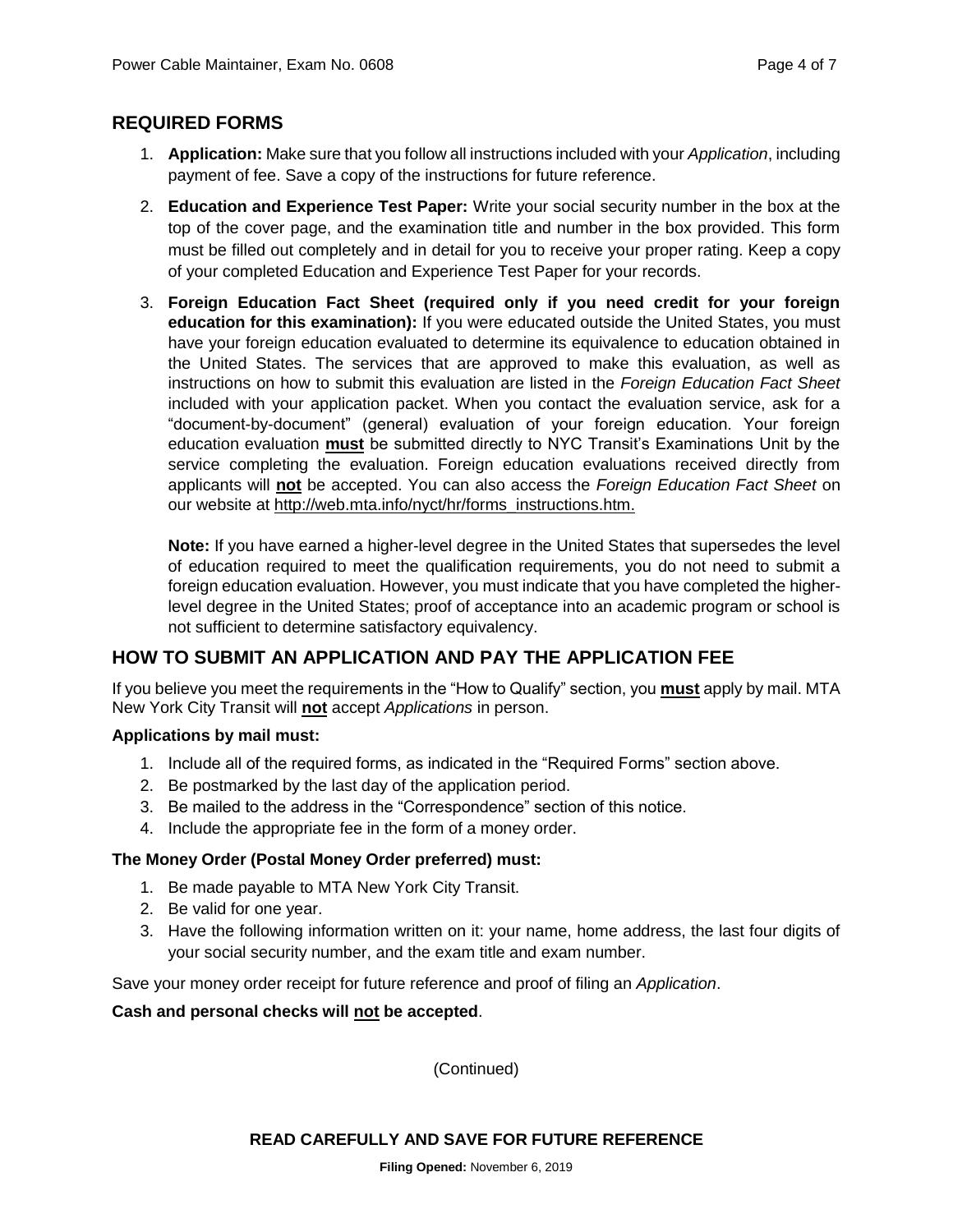## REQUIRED FORMS

1. **Application:** Make sure that you follow all instructions included with your *Application*, including payment of fee. Save a copy of the instructions for future reference.

2. **Education and Experience Test Paper:** Write your social security number in the box at the top of the cover page, and the examination title and number in the box provided. This form must be filled out completely and in detail for you to receive your proper rating. Keep a copy of your completed Education and Experience Test Paper for your records.

3. **Foreign Education Fact Sheet (required only if you need credit for your foreign education for this examination):** If you were educated outside the United States, you must have your foreign education evaluated to determine its equivalence to education obtained in the United States. The services that are approved to make this evaluation, as well as instructions on how to submit this evaluation are listed in the *Foreign Education Fact Sheet* included with your application packet. When you contact the evaluation service, ask for a "document-by-document" (general) evaluation of your foreign education. Your foreign education evaluation **must** be submitted directly to NYC Transit's Examinations Unit by the service completing the evaluation. Foreign education evaluations received directly from applicants will **not** be accepted. You can also access the *Foreign Education Fact Sheet* on our website at http://web.mta.info/nyct/hr/forms_instructions.htm.

   **Note:** If you have earned a higher-level degree in the United States that supersedes the level of education required to meet the qualification requirements, you do not need to submit a foreign education evaluation. However, you must indicate that you have completed the higher-level degree in the United States; proof of acceptance into an academic program or school is not sufficient to determine satisfactory equivalency.

## HOW TO SUBMIT AN APPLICATION AND PAY THE APPLICATION FEE

If you believe you meet the requirements in the "How to Qualify" section, you **must** apply by mail. MTA New York City Transit will **not** accept *Applications* in person.

**Applications by mail must:**

1. Include all of the required forms, as indicated in the "Required Forms" section above.
2. Be postmarked by the last day of the application period.
3. Be mailed to the address in the "Correspondence" section of this notice.
4. Include the appropriate fee in the form of a money order.

**The Money Order (Postal Money Order preferred) must:**

1. Be made payable to MTA New York City Transit.
2. Be valid for one year.
3. Have the following information written on it: your name, home address, the last four digits of your social security number, and the exam title and exam number.

Save your money order receipt for future reference and proof of filing an *Application*.

**Cash and personal checks will not be accepted**.

(Continued)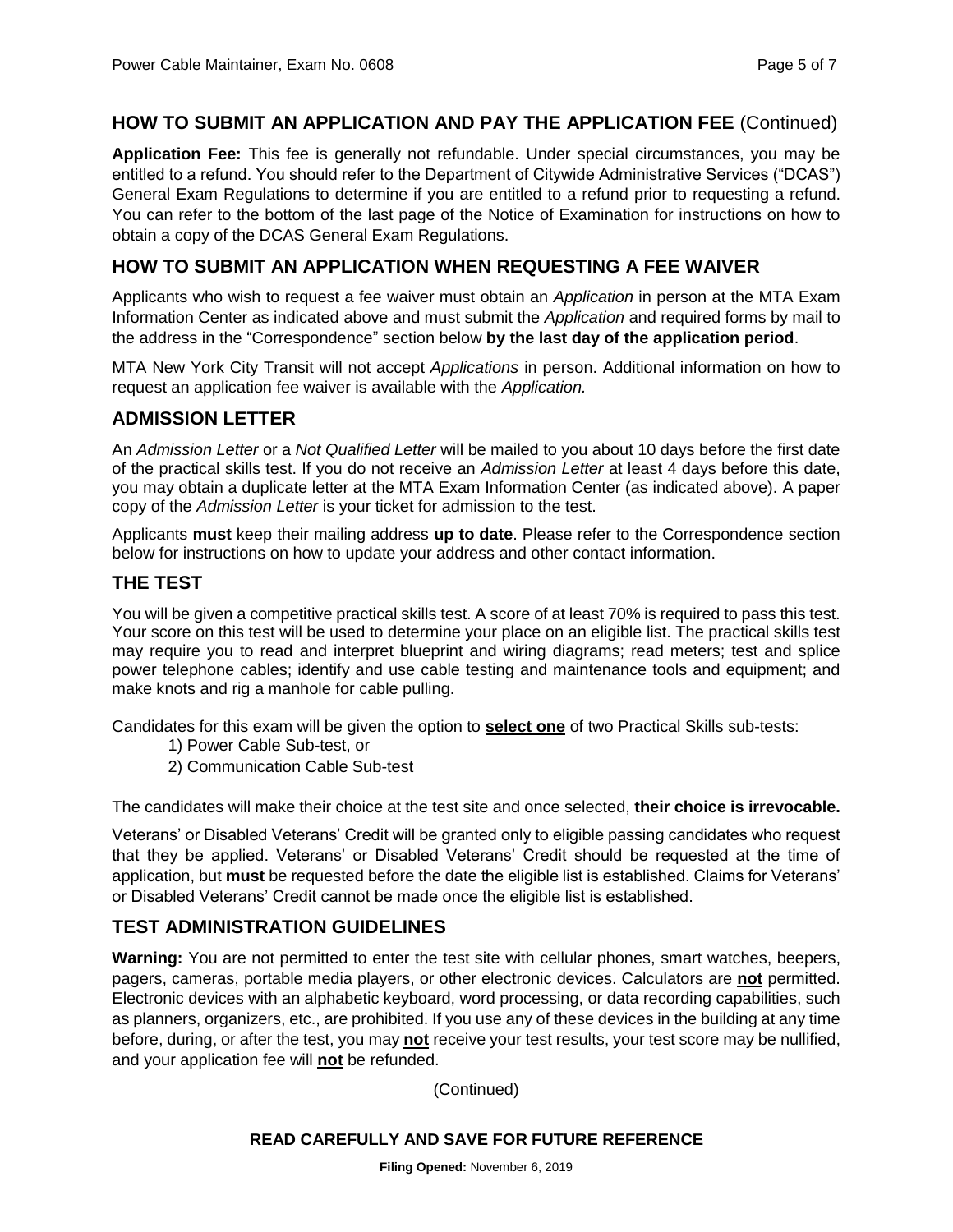## HOW TO SUBMIT AN APPLICATION AND PAY THE APPLICATION FEE (Continued)

**Application Fee:** This fee is generally not refundable. Under special circumstances, you may be entitled to a refund. You should refer to the Department of Citywide Administrative Services ("DCAS") General Exam Regulations to determine if you are entitled to a refund prior to requesting a refund. You can refer to the bottom of the last page of the Notice of Examination for instructions on how to obtain a copy of the DCAS General Exam Regulations.

## HOW TO SUBMIT AN APPLICATION WHEN REQUESTING A FEE WAIVER

Applicants who wish to request a fee waiver must obtain an *Application* in person at the MTA Exam Information Center as indicated above and must submit the *Application* and required forms by mail to the address in the "Correspondence" section below **by the last day of the application period**.

MTA New York City Transit will not accept *Applications* in person. Additional information on how to request an application fee waiver is available with the *Application.*

## ADMISSION LETTER

An *Admission Letter* or a *Not Qualified Letter* will be mailed to you about 10 days before the first date of the practical skills test. If you do not receive an *Admission Letter* at least 4 days before this date, you may obtain a duplicate letter at the MTA Exam Information Center (as indicated above). A paper copy of the *Admission Letter* is your ticket for admission to the test.

Applicants **must** keep their mailing address **up to date**. Please refer to the Correspondence section below for instructions on how to update your address and other contact information.

## THE TEST

You will be given a competitive practical skills test. A score of at least 70% is required to pass this test. Your score on this test will be used to determine your place on an eligible list. The practical skills test may require you to read and interpret blueprint and wiring diagrams; read meters; test and splice power telephone cables; identify and use cable testing and maintenance tools and equipment; and make knots and rig a manhole for cable pulling.

Candidates for this exam will be given the option to **select one** of two Practical Skills sub-tests:

1) Power Cable Sub-test, or
2) Communication Cable Sub-test

The candidates will make their choice at the test site and once selected, **their choice is irrevocable.**

Veterans' or Disabled Veterans' Credit will be granted only to eligible passing candidates who request that they be applied. Veterans' or Disabled Veterans' Credit should be requested at the time of application, but **must** be requested before the date the eligible list is established. Claims for Veterans' or Disabled Veterans' Credit cannot be made once the eligible list is established.

## TEST ADMINISTRATION GUIDELINES

**Warning:** You are not permitted to enter the test site with cellular phones, smart watches, beepers, pagers, cameras, portable media players, or other electronic devices. Calculators are **not** permitted. Electronic devices with an alphabetic keyboard, word processing, or data recording capabilities, such as planners, organizers, etc., are prohibited. If you use any of these devices in the building at any time before, during, or after the test, you may **not** receive your test results, your test score may be nullified, and your application fee will **not** be refunded.

(Continued)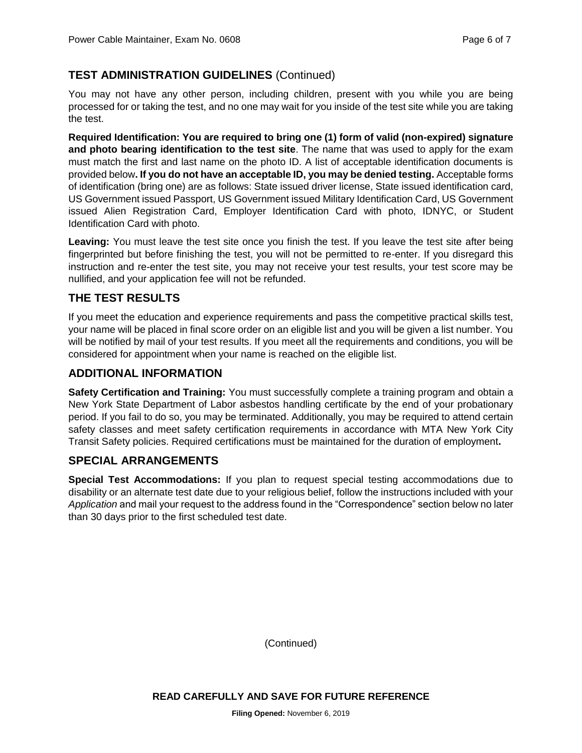## TEST ADMINISTRATION GUIDELINES (Continued)

You may not have any other person, including children, present with you while you are being processed for or taking the test, and no one may wait for you inside of the test site while you are taking the test.

**Required Identification: You are required to bring one (1) form of valid (non-expired) signature and photo bearing identification to the test site**. The name that was used to apply for the exam must match the first and last name on the photo ID. A list of acceptable identification documents is provided below**. If you do not have an acceptable ID, you may be denied testing.** Acceptable forms of identification (bring one) are as follows: State issued driver license, State issued identification card, US Government issued Passport, US Government issued Military Identification Card, US Government issued Alien Registration Card, Employer Identification Card with photo, IDNYC, or Student Identification Card with photo.

**Leaving:** You must leave the test site once you finish the test. If you leave the test site after being fingerprinted but before finishing the test, you will not be permitted to re-enter. If you disregard this instruction and re-enter the test site, you may not receive your test results, your test score may be nullified, and your application fee will not be refunded.

## THE TEST RESULTS

If you meet the education and experience requirements and pass the competitive practical skills test, your name will be placed in final score order on an eligible list and you will be given a list number. You will be notified by mail of your test results. If you meet all the requirements and conditions, you will be considered for appointment when your name is reached on the eligible list.

## ADDITIONAL INFORMATION

**Safety Certification and Training:** You must successfully complete a training program and obtain a New York State Department of Labor asbestos handling certificate by the end of your probationary period. If you fail to do so, you may be terminated. Additionally, you may be required to attend certain safety classes and meet safety certification requirements in accordance with MTA New York City Transit Safety policies. Required certifications must be maintained for the duration of employment**.**

## SPECIAL ARRANGEMENTS

**Special Test Accommodations:** If you plan to request special testing accommodations due to disability or an alternate test date due to your religious belief, follow the instructions included with your *Application* and mail your request to the address found in the "Correspondence" section below no later than 30 days prior to the first scheduled test date.

(Continued)

**READ CAREFULLY AND SAVE FOR FUTURE REFERENCE**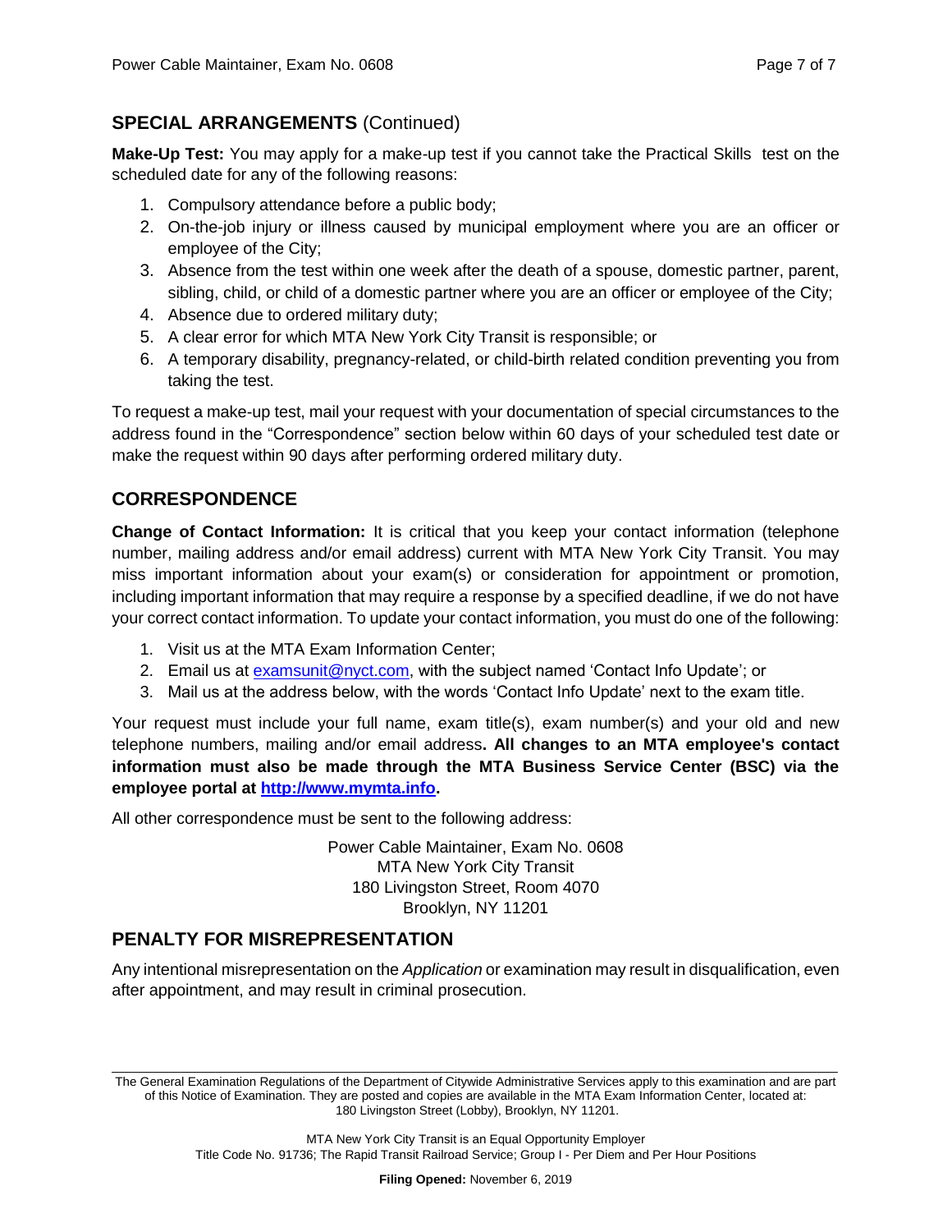## SPECIAL ARRANGEMENTS (Continued)

**Make-Up Test:** You may apply for a make-up test if you cannot take the Practical Skills test on the scheduled date for any of the following reasons:

1. Compulsory attendance before a public body;
2. On-the-job injury or illness caused by municipal employment where you are an officer or employee of the City;
3. Absence from the test within one week after the death of a spouse, domestic partner, parent, sibling, child, or child of a domestic partner where you are an officer or employee of the City;
4. Absence due to ordered military duty;
5. A clear error for which MTA New York City Transit is responsible; or
6. A temporary disability, pregnancy-related, or child-birth related condition preventing you from taking the test.

To request a make-up test, mail your request with your documentation of special circumstances to the address found in the "Correspondence" section below within 60 days of your scheduled test date or make the request within 90 days after performing ordered military duty.

## CORRESPONDENCE

**Change of Contact Information:** It is critical that you keep your contact information (telephone number, mailing address and/or email address) current with MTA New York City Transit. You may miss important information about your exam(s) or consideration for appointment or promotion, including important information that may require a response by a specified deadline, if we do not have your correct contact information. To update your contact information, you must do one of the following:

1. Visit us at the MTA Exam Information Center;
2. Email us at examsunit@nyct.com, with the subject named 'Contact Info Update'; or
3. Mail us at the address below, with the words 'Contact Info Update' next to the exam title.

Your request must include your full name, exam title(s), exam number(s) and your old and new telephone numbers, mailing and/or email address**. All changes to an MTA employee's contact information must also be made through the MTA Business Service Center (BSC) via the employee portal at http://www.mymta.info.**

All other correspondence must be sent to the following address:

Power Cable Maintainer, Exam No. 0608
MTA New York City Transit
180 Livingston Street, Room 4070
Brooklyn, NY 11201

## PENALTY FOR MISREPRESENTATION

Any intentional misrepresentation on the *Application* or examination may result in disqualification, even after appointment, and may result in criminal prosecution.

The General Examination Regulations of the Department of Citywide Administrative Services apply to this examination and are part of this Notice of Examination. They are posted and copies are available in the MTA Exam Information Center, located at: 180 Livingston Street (Lobby), Brooklyn, NY 11201.

MTA New York City Transit is an Equal Opportunity Employer
Title Code No. 91736; The Rapid Transit Railroad Service; Group I - Per Diem and Per Hour Positions

**Filing Opened:** November 6, 2019